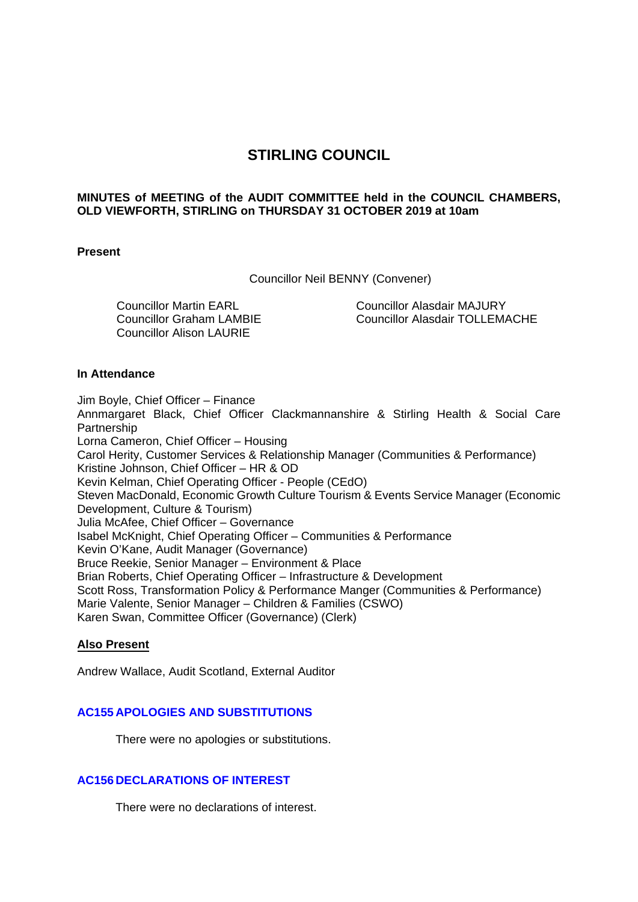# STIRLING COUNCIL

**MINUTES of MEETING of the AUDIT COMMITTEE held in the COUNCIL CHAMBERS, OLD VIEWFORTH, STIRLING on THURSDAY 31 OCTOBER 2019 at 10am**

**Present**

Councillor Neil BENNY (Convener)

Councillor Martin EARL
Councillor Graham LAMBIE
Councillor Alison LAURIE
Councillor Alasdair MAJURY
Councillor Alasdair TOLLEMACHE

**In Attendance**

Jim Boyle, Chief Officer – Finance
Annmargaret Black, Chief Officer Clackmannanshire & Stirling Health & Social Care Partnership
Lorna Cameron, Chief Officer – Housing
Carol Herity, Customer Services & Relationship Manager (Communities & Performance)
Kristine Johnson, Chief Officer – HR & OD
Kevin Kelman, Chief Operating Officer - People (CEdO)
Steven MacDonald, Economic Growth Culture Tourism & Events Service Manager (Economic Development, Culture & Tourism)
Julia McAfee, Chief Officer – Governance
Isabel McKnight, Chief Operating Officer – Communities & Performance
Kevin O'Kane, Audit Manager (Governance)
Bruce Reekie, Senior Manager – Environment & Place
Brian Roberts, Chief Operating Officer – Infrastructure & Development
Scott Ross, Transformation Policy & Performance Manger (Communities & Performance)
Marie Valente, Senior Manager – Children & Families (CSWO)
Karen Swan, Committee Officer (Governance) (Clerk)

**Also Present**

Andrew Wallace, Audit Scotland, External Auditor

### AC155 APOLOGIES AND SUBSTITUTIONS

There were no apologies or substitutions.

### AC156 DECLARATIONS OF INTEREST

There were no declarations of interest.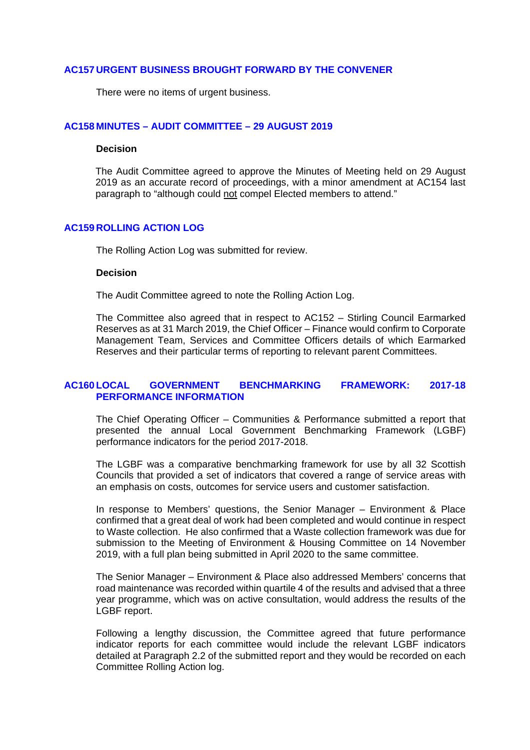## AC157 URGENT BUSINESS BROUGHT FORWARD BY THE CONVENER

There were no items of urgent business.

## AC158 MINUTES – AUDIT COMMITTEE – 29 AUGUST 2019

**Decision**

The Audit Committee agreed to approve the Minutes of Meeting held on 29 August 2019 as an accurate record of proceedings, with a minor amendment at AC154 last paragraph to "although could <u>not</u> compel Elected members to attend."

## AC159 ROLLING ACTION LOG

The Rolling Action Log was submitted for review.

**Decision**

The Audit Committee agreed to note the Rolling Action Log.

The Committee also agreed that in respect to AC152 – Stirling Council Earmarked Reserves as at 31 March 2019, the Chief Officer – Finance would confirm to Corporate Management Team, Services and Committee Officers details of which Earmarked Reserves and their particular terms of reporting to relevant parent Committees.

## AC160 LOCAL GOVERNMENT BENCHMARKING FRAMEWORK: 2017-18 PERFORMANCE INFORMATION

The Chief Operating Officer – Communities & Performance submitted a report that presented the annual Local Government Benchmarking Framework (LGBF) performance indicators for the period 2017-2018.

The LGBF was a comparative benchmarking framework for use by all 32 Scottish Councils that provided a set of indicators that covered a range of service areas with an emphasis on costs, outcomes for service users and customer satisfaction.

In response to Members' questions, the Senior Manager – Environment & Place confirmed that a great deal of work had been completed and would continue in respect to Waste collection. He also confirmed that a Waste collection framework was due for submission to the Meeting of Environment & Housing Committee on 14 November 2019, with a full plan being submitted in April 2020 to the same committee.

The Senior Manager – Environment & Place also addressed Members' concerns that road maintenance was recorded within quartile 4 of the results and advised that a three year programme, which was on active consultation, would address the results of the LGBF report.

Following a lengthy discussion, the Committee agreed that future performance indicator reports for each committee would include the relevant LGBF indicators detailed at Paragraph 2.2 of the submitted report and they would be recorded on each Committee Rolling Action log.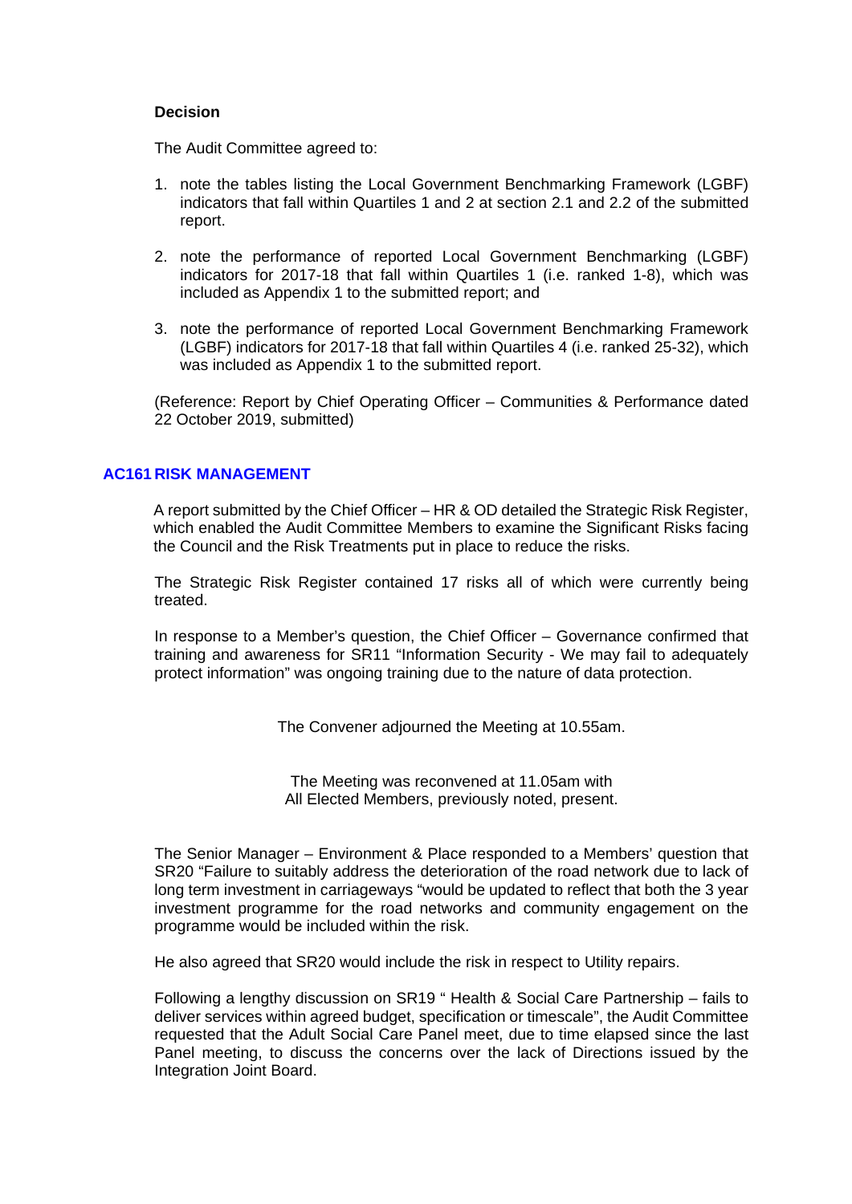**Decision**

The Audit Committee agreed to:

1. note the tables listing the Local Government Benchmarking Framework (LGBF) indicators that fall within Quartiles 1 and 2 at section 2.1 and 2.2 of the submitted report.

2. note the performance of reported Local Government Benchmarking (LGBF) indicators for 2017-18 that fall within Quartiles 1 (i.e. ranked 1-8), which was included as Appendix 1 to the submitted report; and

3. note the performance of reported Local Government Benchmarking Framework (LGBF) indicators for 2017-18 that fall within Quartiles 4 (i.e. ranked 25-32), which was included as Appendix 1 to the submitted report.

(Reference: Report by Chief Operating Officer – Communities & Performance dated 22 October 2019, submitted)

## AC161 RISK MANAGEMENT

A report submitted by the Chief Officer – HR & OD detailed the Strategic Risk Register, which enabled the Audit Committee Members to examine the Significant Risks facing the Council and the Risk Treatments put in place to reduce the risks.

The Strategic Risk Register contained 17 risks all of which were currently being treated.

In response to a Member's question, the Chief Officer – Governance confirmed that training and awareness for SR11 "Information Security - We may fail to adequately protect information" was ongoing training due to the nature of data protection.

The Convener adjourned the Meeting at 10.55am.

The Meeting was reconvened at 11.05am with All Elected Members, previously noted, present.

The Senior Manager – Environment & Place responded to a Members' question that SR20 "Failure to suitably address the deterioration of the road network due to lack of long term investment in carriageways "would be updated to reflect that both the 3 year investment programme for the road networks and community engagement on the programme would be included within the risk.

He also agreed that SR20 would include the risk in respect to Utility repairs.

Following a lengthy discussion on SR19 " Health & Social Care Partnership – fails to deliver services within agreed budget, specification or timescale", the Audit Committee requested that the Adult Social Care Panel meet, due to time elapsed since the last Panel meeting, to discuss the concerns over the lack of Directions issued by the Integration Joint Board.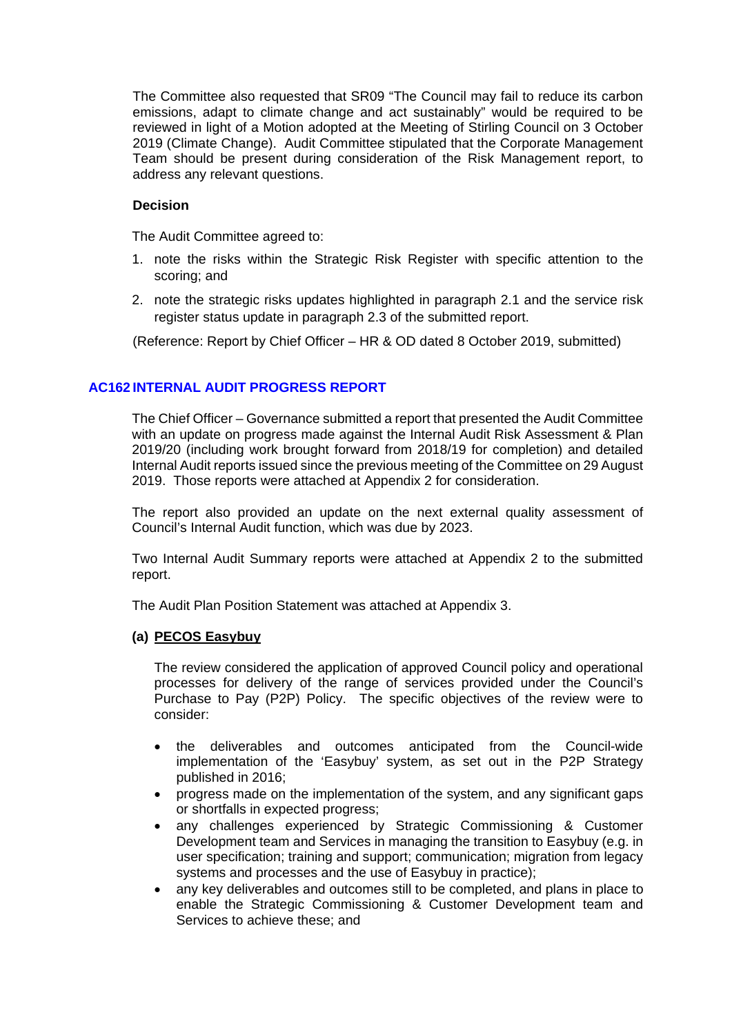The Committee also requested that SR09 "The Council may fail to reduce its carbon emissions, adapt to climate change and act sustainably" would be required to be reviewed in light of a Motion adopted at the Meeting of Stirling Council on 3 October 2019 (Climate Change). Audit Committee stipulated that the Corporate Management Team should be present during consideration of the Risk Management report, to address any relevant questions.

**Decision**

The Audit Committee agreed to:

1. note the risks within the Strategic Risk Register with specific attention to the scoring; and
2. note the strategic risks updates highlighted in paragraph 2.1 and the service risk register status update in paragraph 2.3 of the submitted report.

(Reference: Report by Chief Officer – HR & OD dated 8 October 2019, submitted)

## AC162 INTERNAL AUDIT PROGRESS REPORT

The Chief Officer – Governance submitted a report that presented the Audit Committee with an update on progress made against the Internal Audit Risk Assessment & Plan 2019/20 (including work brought forward from 2018/19 for completion) and detailed Internal Audit reports issued since the previous meeting of the Committee on 29 August 2019. Those reports were attached at Appendix 2 for consideration.

The report also provided an update on the next external quality assessment of Council's Internal Audit function, which was due by 2023.

Two Internal Audit Summary reports were attached at Appendix 2 to the submitted report.

The Audit Plan Position Statement was attached at Appendix 3.

**(a) PECOS Easybuy**

The review considered the application of approved Council policy and operational processes for delivery of the range of services provided under the Council's Purchase to Pay (P2P) Policy. The specific objectives of the review were to consider:

- the deliverables and outcomes anticipated from the Council-wide implementation of the 'Easybuy' system, as set out in the P2P Strategy published in 2016;
- progress made on the implementation of the system, and any significant gaps or shortfalls in expected progress;
- any challenges experienced by Strategic Commissioning & Customer Development team and Services in managing the transition to Easybuy (e.g. in user specification; training and support; communication; migration from legacy systems and processes and the use of Easybuy in practice);
- any key deliverables and outcomes still to be completed, and plans in place to enable the Strategic Commissioning & Customer Development team and Services to achieve these; and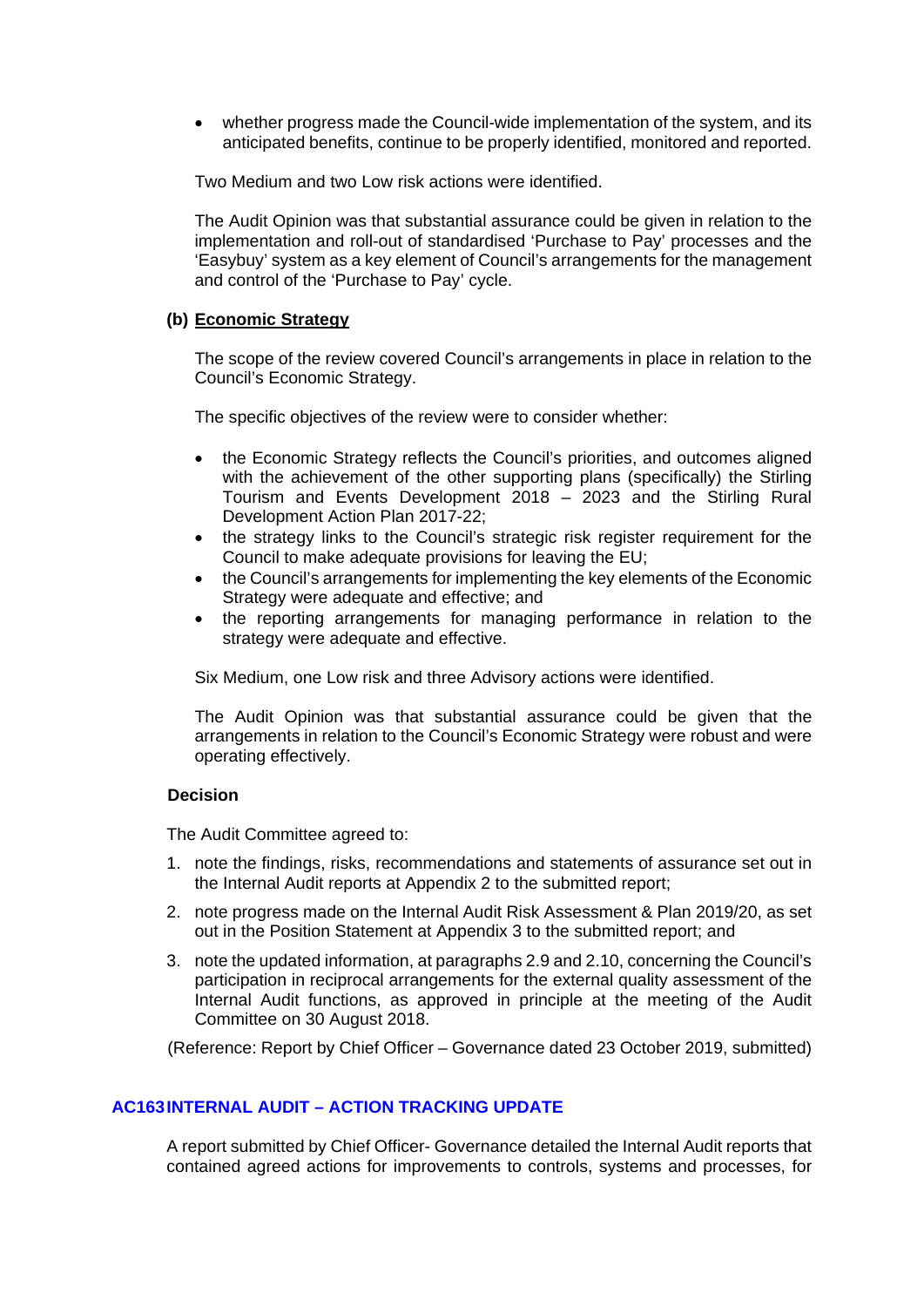- whether progress made the Council-wide implementation of the system, and its anticipated benefits, continue to be properly identified, monitored and reported.

Two Medium and two Low risk actions were identified.

The Audit Opinion was that substantial assurance could be given in relation to the implementation and roll-out of standardised 'Purchase to Pay' processes and the 'Easybuy' system as a key element of Council's arrangements for the management and control of the 'Purchase to Pay' cycle.

**(b) Economic Strategy**

The scope of the review covered Council's arrangements in place in relation to the Council's Economic Strategy.

The specific objectives of the review were to consider whether:

- the Economic Strategy reflects the Council's priorities, and outcomes aligned with the achievement of the other supporting plans (specifically) the Stirling Tourism and Events Development 2018 – 2023 and the Stirling Rural Development Action Plan 2017-22;
- the strategy links to the Council's strategic risk register requirement for the Council to make adequate provisions for leaving the EU;
- the Council's arrangements for implementing the key elements of the Economic Strategy were adequate and effective; and
- the reporting arrangements for managing performance in relation to the strategy were adequate and effective.

Six Medium, one Low risk and three Advisory actions were identified.

The Audit Opinion was that substantial assurance could be given that the arrangements in relation to the Council's Economic Strategy were robust and were operating effectively.

**Decision**

The Audit Committee agreed to:

1. note the findings, risks, recommendations and statements of assurance set out in the Internal Audit reports at Appendix 2 to the submitted report;
2. note progress made on the Internal Audit Risk Assessment & Plan 2019/20, as set out in the Position Statement at Appendix 3 to the submitted report; and
3. note the updated information, at paragraphs 2.9 and 2.10, concerning the Council's participation in reciprocal arrangements for the external quality assessment of the Internal Audit functions, as approved in principle at the meeting of the Audit Committee on 30 August 2018.

(Reference: Report by Chief Officer – Governance dated 23 October 2019, submitted)

## AC163 INTERNAL AUDIT – ACTION TRACKING UPDATE

A report submitted by Chief Officer- Governance detailed the Internal Audit reports that contained agreed actions for improvements to controls, systems and processes, for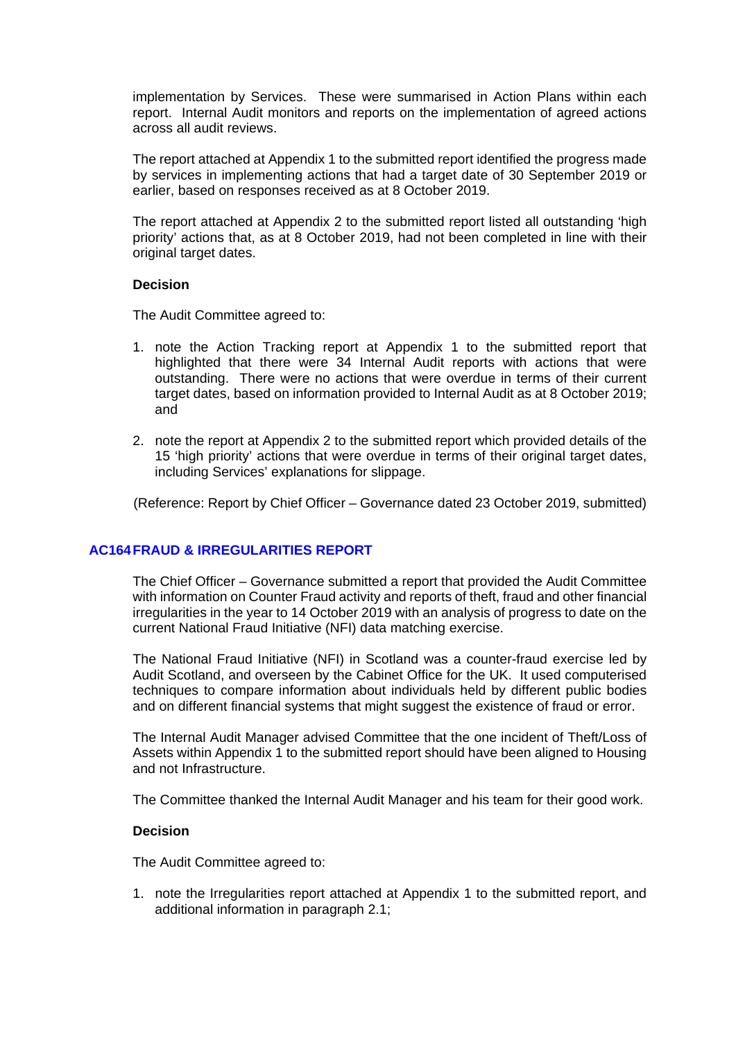implementation by Services. These were summarised in Action Plans within each report. Internal Audit monitors and reports on the implementation of agreed actions across all audit reviews.

The report attached at Appendix 1 to the submitted report identified the progress made by services in implementing actions that had a target date of 30 September 2019 or earlier, based on responses received as at 8 October 2019.

The report attached at Appendix 2 to the submitted report listed all outstanding 'high priority' actions that, as at 8 October 2019, had not been completed in line with their original target dates.

**Decision**

The Audit Committee agreed to:

1. note the Action Tracking report at Appendix 1 to the submitted report that highlighted that there were 34 Internal Audit reports with actions that were outstanding. There were no actions that were overdue in terms of their current target dates, based on information provided to Internal Audit as at 8 October 2019; and
2. note the report at Appendix 2 to the submitted report which provided details of the 15 'high priority' actions that were overdue in terms of their original target dates, including Services' explanations for slippage.

(Reference: Report by Chief Officer – Governance dated 23 October 2019, submitted)

## AC164 FRAUD & IRREGULARITIES REPORT

The Chief Officer – Governance submitted a report that provided the Audit Committee with information on Counter Fraud activity and reports of theft, fraud and other financial irregularities in the year to 14 October 2019 with an analysis of progress to date on the current National Fraud Initiative (NFI) data matching exercise.

The National Fraud Initiative (NFI) in Scotland was a counter-fraud exercise led by Audit Scotland, and overseen by the Cabinet Office for the UK. It used computerised techniques to compare information about individuals held by different public bodies and on different financial systems that might suggest the existence of fraud or error.

The Internal Audit Manager advised Committee that the one incident of Theft/Loss of Assets within Appendix 1 to the submitted report should have been aligned to Housing and not Infrastructure.

The Committee thanked the Internal Audit Manager and his team for their good work.

**Decision**

The Audit Committee agreed to:

1. note the Irregularities report attached at Appendix 1 to the submitted report, and additional information in paragraph 2.1;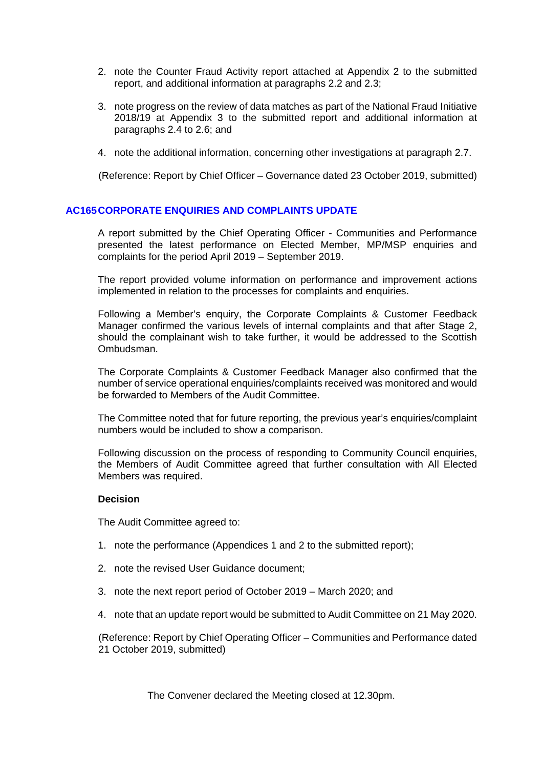2. note the Counter Fraud Activity report attached at Appendix 2 to the submitted report, and additional information at paragraphs 2.2 and 2.3;

3. note progress on the review of data matches as part of the National Fraud Initiative 2018/19 at Appendix 3 to the submitted report and additional information at paragraphs 2.4 to 2.6; and

4. note the additional information, concerning other investigations at paragraph 2.7.

(Reference: Report by Chief Officer – Governance dated 23 October 2019, submitted)

## AC165 CORPORATE ENQUIRIES AND COMPLAINTS UPDATE

A report submitted by the Chief Operating Officer - Communities and Performance presented the latest performance on Elected Member, MP/MSP enquiries and complaints for the period April 2019 – September 2019.

The report provided volume information on performance and improvement actions implemented in relation to the processes for complaints and enquiries.

Following a Member's enquiry, the Corporate Complaints & Customer Feedback Manager confirmed the various levels of internal complaints and that after Stage 2, should the complainant wish to take further, it would be addressed to the Scottish Ombudsman.

The Corporate Complaints & Customer Feedback Manager also confirmed that the number of service operational enquiries/complaints received was monitored and would be forwarded to Members of the Audit Committee.

The Committee noted that for future reporting, the previous year's enquiries/complaint numbers would be included to show a comparison.

Following discussion on the process of responding to Community Council enquiries, the Members of Audit Committee agreed that further consultation with All Elected Members was required.

**Decision**

The Audit Committee agreed to:

1. note the performance (Appendices 1 and 2 to the submitted report);

2. note the revised User Guidance document;

3. note the next report period of October 2019 – March 2020; and

4. note that an update report would be submitted to Audit Committee on 21 May 2020.

(Reference: Report by Chief Operating Officer – Communities and Performance dated 21 October 2019, submitted)

The Convener declared the Meeting closed at 12.30pm.